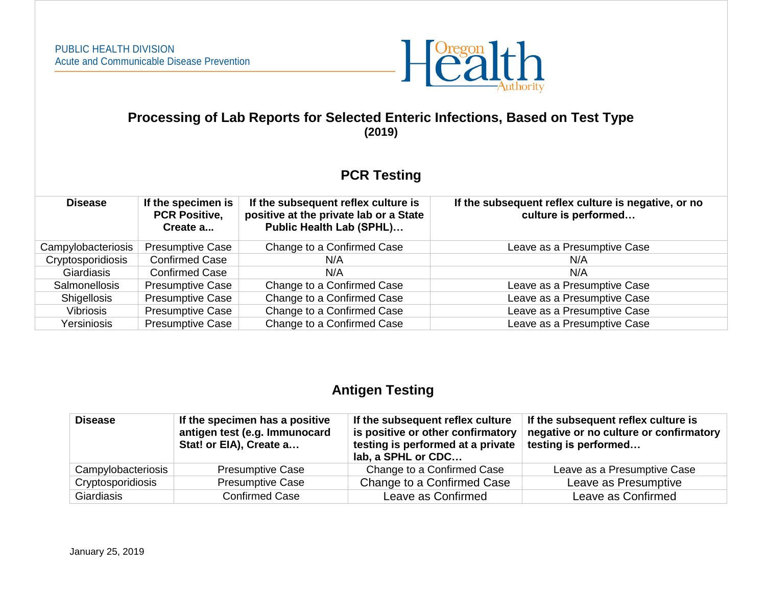PUBLIC HEALTH DIVISION
Acute and Communicable Disease Prevention

# Processing of Lab Reports for Selected Enteric Infections, Based on Test Type

**(2019)**

## PCR Testing

| Disease | If the specimen is PCR Positive, Create a... | If the subsequent reflex culture is positive at the private lab or a State Public Health Lab (SPHL)… | If the subsequent reflex culture is negative, or no culture is performed… |
|---|---|---|---|
| Campylobacteriosis | Presumptive Case | Change to a Confirmed Case | Leave as a Presumptive Case |
| Cryptosporidiosis | Confirmed Case | N/A | N/A |
| Giardiasis | Confirmed Case | N/A | N/A |
| Salmonellosis | Presumptive Case | Change to a Confirmed Case | Leave as a Presumptive Case |
| Shigellosis | Presumptive Case | Change to a Confirmed Case | Leave as a Presumptive Case |
| Vibriosis | Presumptive Case | Change to a Confirmed Case | Leave as a Presumptive Case |
| Yersiniosis | Presumptive Case | Change to a Confirmed Case | Leave as a Presumptive Case |

## Antigen Testing

| Disease | If the specimen has a positive antigen test (e.g. Immunocard Stat! or EIA), Create a… | If the subsequent reflex culture is positive or other confirmatory testing is performed at a private lab, a SPHL or CDC… | If the subsequent reflex culture is negative or no culture or confirmatory testing is performed… |
|---|---|---|---|
| Campylobacteriosis | Presumptive Case | Change to a Confirmed Case | Leave as a Presumptive Case |
| Cryptosporidiosis | Presumptive Case | Change to a Confirmed Case | Leave as Presumptive |
| Giardiasis | Confirmed Case | Leave as Confirmed | Leave as Confirmed |

January 25, 2019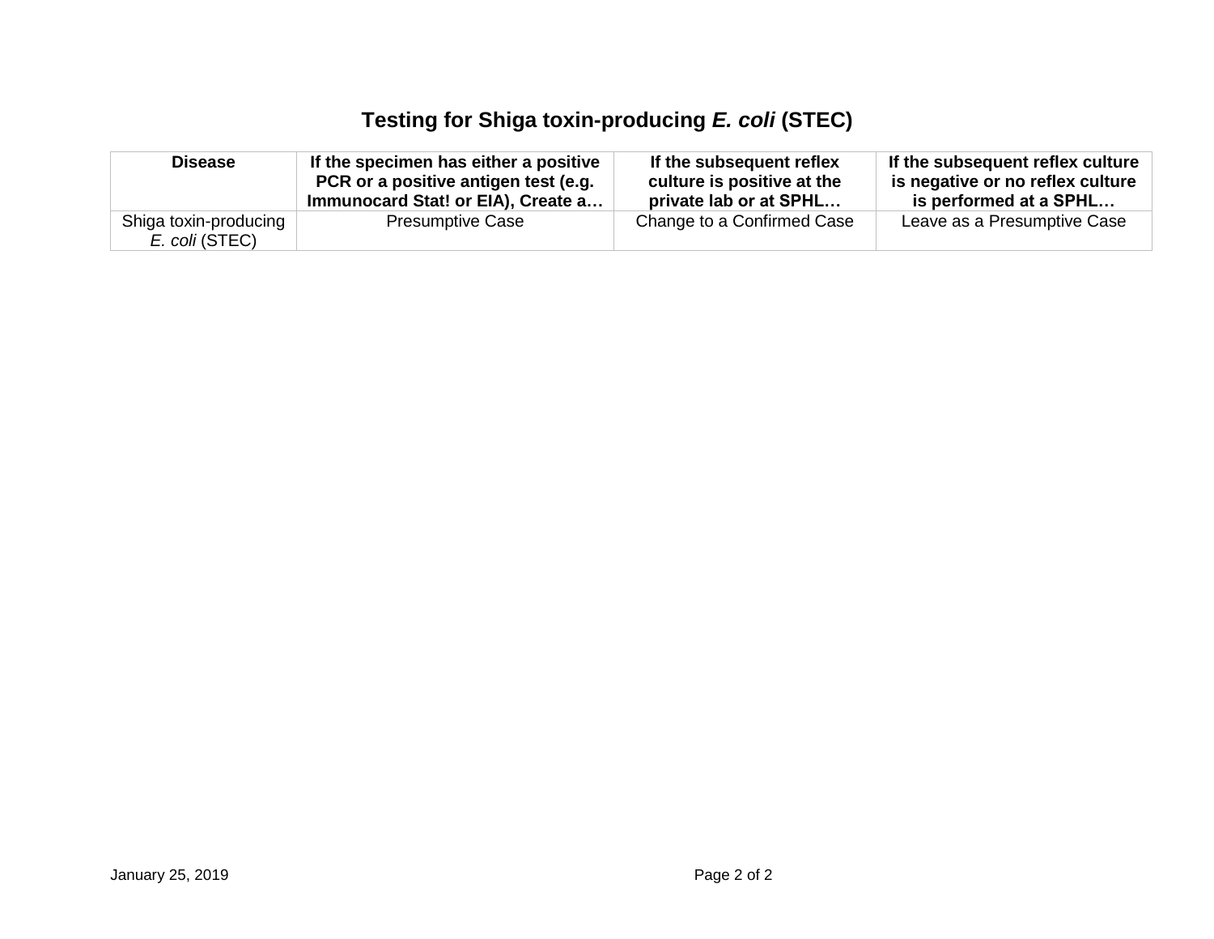## Testing for Shiga toxin-producing *E. coli* (STEC)

| Disease | If the specimen has either a positive PCR or a positive antigen test (e.g. Immunocard Stat! or EIA), Create a… | If the subsequent reflex culture is positive at the private lab or at SPHL… | If the subsequent reflex culture is negative or no reflex culture is performed at a SPHL… |
|---|---|---|---|
| Shiga toxin-producing *E. coli* (STEC) | Presumptive Case | Change to a Confirmed Case | Leave as a Presumptive Case |

January 25, 2019